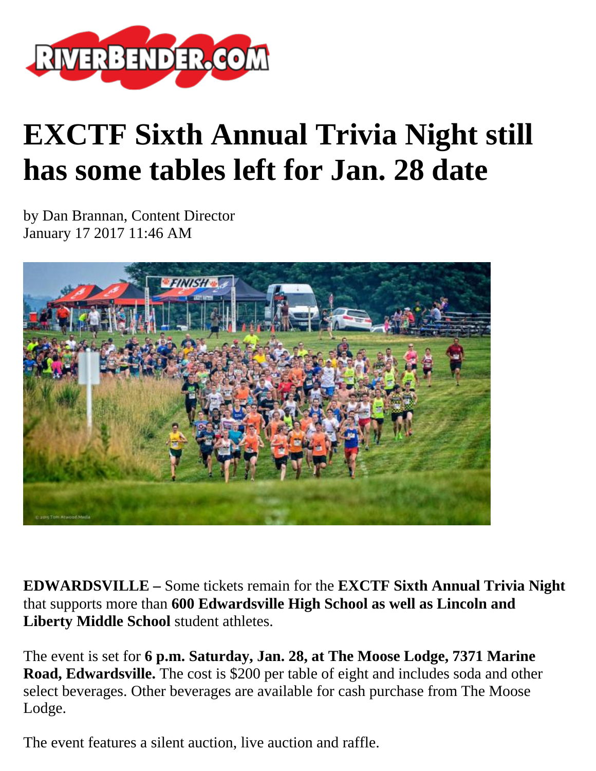# EXCTF Sixth Annual Trivia Night still has some tables left for Jan. 28 date

by Dan Brannan, Content Director
January 17 2017 11:46 AM

**EDWARDSVILLE –** Some tickets remain for the **EXCTF Sixth Annual Trivia Night** that supports more than **600 Edwardsville High School as well as Lincoln and Liberty Middle School** student athletes.

The event is set for **6 p.m. Saturday, Jan. 28, at The Moose Lodge, 7371 Marine Road, Edwardsville.** The cost is $200 per table of eight and includes soda and other select beverages. Other beverages are available for cash purchase from The Moose Lodge.

The event features a silent auction, live auction and raffle.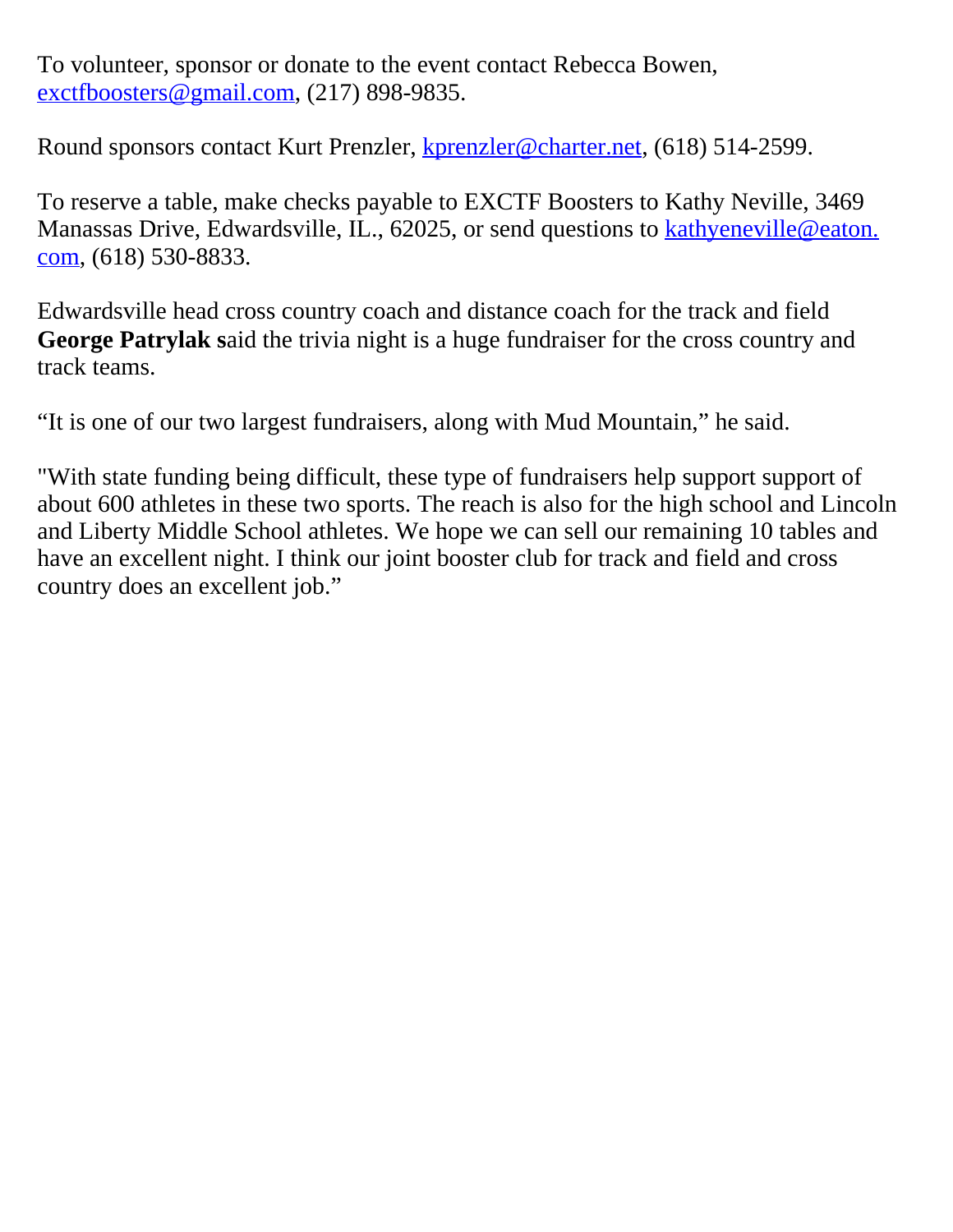To volunteer, sponsor or donate to the event contact Rebecca Bowen, exctfboosters@gmail.com, (217) 898-9835.

Round sponsors contact Kurt Prenzler, kprenzler@charter.net, (618) 514-2599.

To reserve a table, make checks payable to EXCTF Boosters to Kathy Neville, 3469 Manassas Drive, Edwardsville, IL., 62025, or send questions to kathyeneville@eaton.com, (618) 530-8833.

Edwardsville head cross country coach and distance coach for the track and field **George Patrylak s**aid the trivia night is a huge fundraiser for the cross country and track teams.

“It is one of our two largest fundraisers, along with Mud Mountain,” he said.

"With state funding being difficult, these type of fundraisers help support support of about 600 athletes in these two sports. The reach is also for the high school and Lincoln and Liberty Middle School athletes. We hope we can sell our remaining 10 tables and have an excellent night. I think our joint booster club for track and field and cross country does an excellent job.”